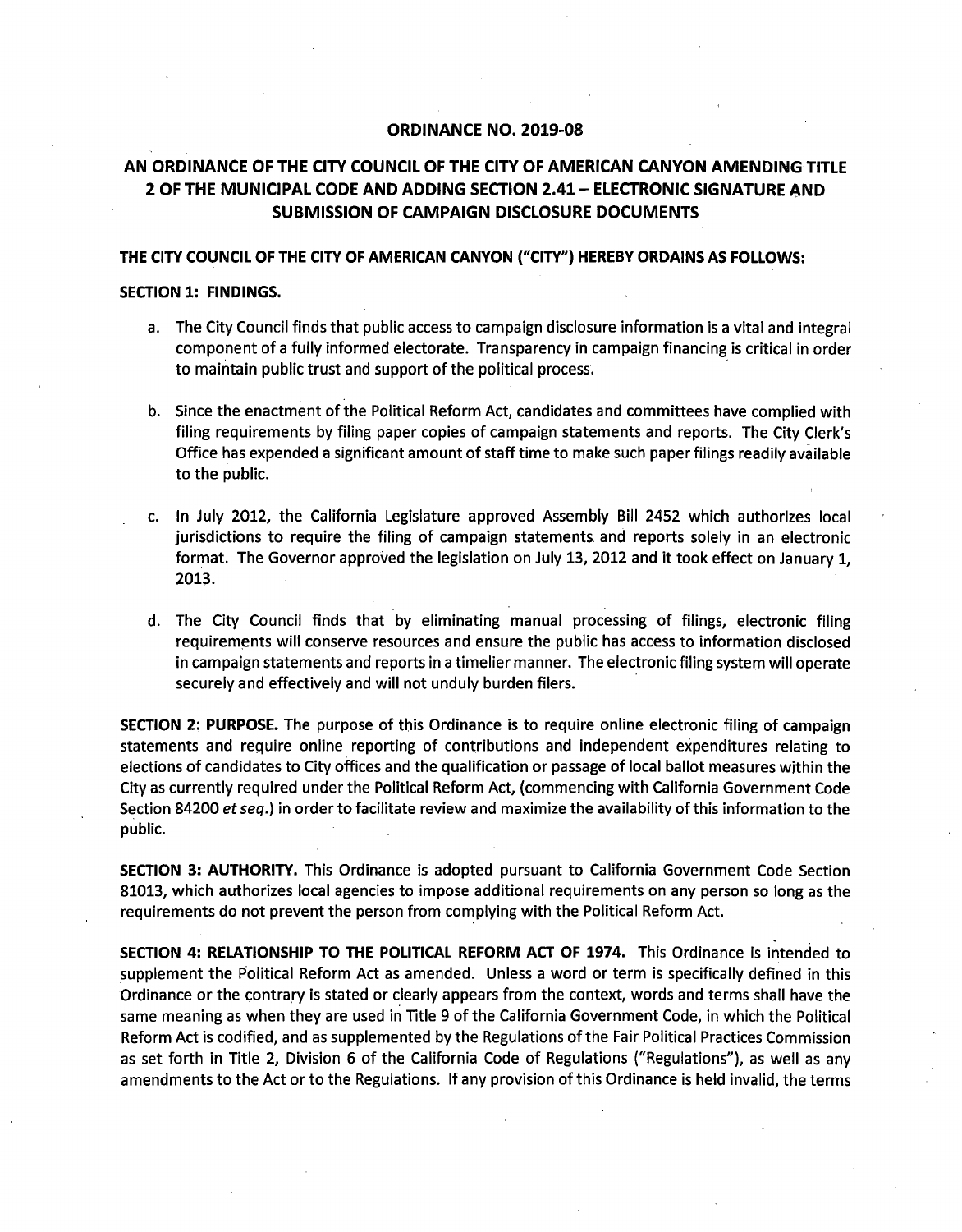# ORDINANCE NO. 2019-08

## AN ORDINANCE OF THE CITY COUNCIL OF THE CITY OF AMERICAN CANYON AMENDING TITLE 2 OF THE MUNICIPAL CODE AND ADDING SECTION 2.41 – ELECTRONIC SIGNATURE AND SUBMISSION OF CAMPAIGN DISCLOSURE DOCUMENTS

**THE CITY COUNCIL OF THE CITY OF AMERICAN CANYON ("CITY") HEREBY ORDAINS AS FOLLOWS:**

**SECTION 1: FINDINGS.**

a. The City Council finds that public access to campaign disclosure information is a vital and integral component of a fully informed electorate. Transparency in campaign financing is critical in order to maintain public trust and support of the political process.

b. Since the enactment of the Political Reform Act, candidates and committees have complied with filing requirements by filing paper copies of campaign statements and reports. The City Clerk's Office has expended a significant amount of staff time to make such paper filings readily available to the public.

c. In July 2012, the California Legislature approved Assembly Bill 2452 which authorizes local jurisdictions to require the filing of campaign statements and reports solely in an electronic format. The Governor approved the legislation on July 13, 2012 and it took effect on January 1, 2013.

d. The City Council finds that by eliminating manual processing of filings, electronic filing requirements will conserve resources and ensure the public has access to information disclosed in campaign statements and reports in a timelier manner. The electronic filing system will operate securely and effectively and will not unduly burden filers.

**SECTION 2: PURPOSE.** The purpose of this Ordinance is to require online electronic filing of campaign statements and require online reporting of contributions and independent expenditures relating to elections of candidates to City offices and the qualification or passage of local ballot measures within the City as currently required under the Political Reform Act, (commencing with California Government Code Section 84200 *et seq.*) in order to facilitate review and maximize the availability of this information to the public.

**SECTION 3: AUTHORITY.** This Ordinance is adopted pursuant to California Government Code Section 81013, which authorizes local agencies to impose additional requirements on any person so long as the requirements do not prevent the person from complying with the Political Reform Act.

**SECTION 4: RELATIONSHIP TO THE POLITICAL REFORM ACT OF 1974.** This Ordinance is intended to supplement the Political Reform Act as amended. Unless a word or term is specifically defined in this Ordinance or the contrary is stated or clearly appears from the context, words and terms shall have the same meaning as when they are used in Title 9 of the California Government Code, in which the Political Reform Act is codified, and as supplemented by the Regulations of the Fair Political Practices Commission as set forth in Title 2, Division 6 of the California Code of Regulations ("Regulations"), as well as any amendments to the Act or to the Regulations. If any provision of this Ordinance is held invalid, the terms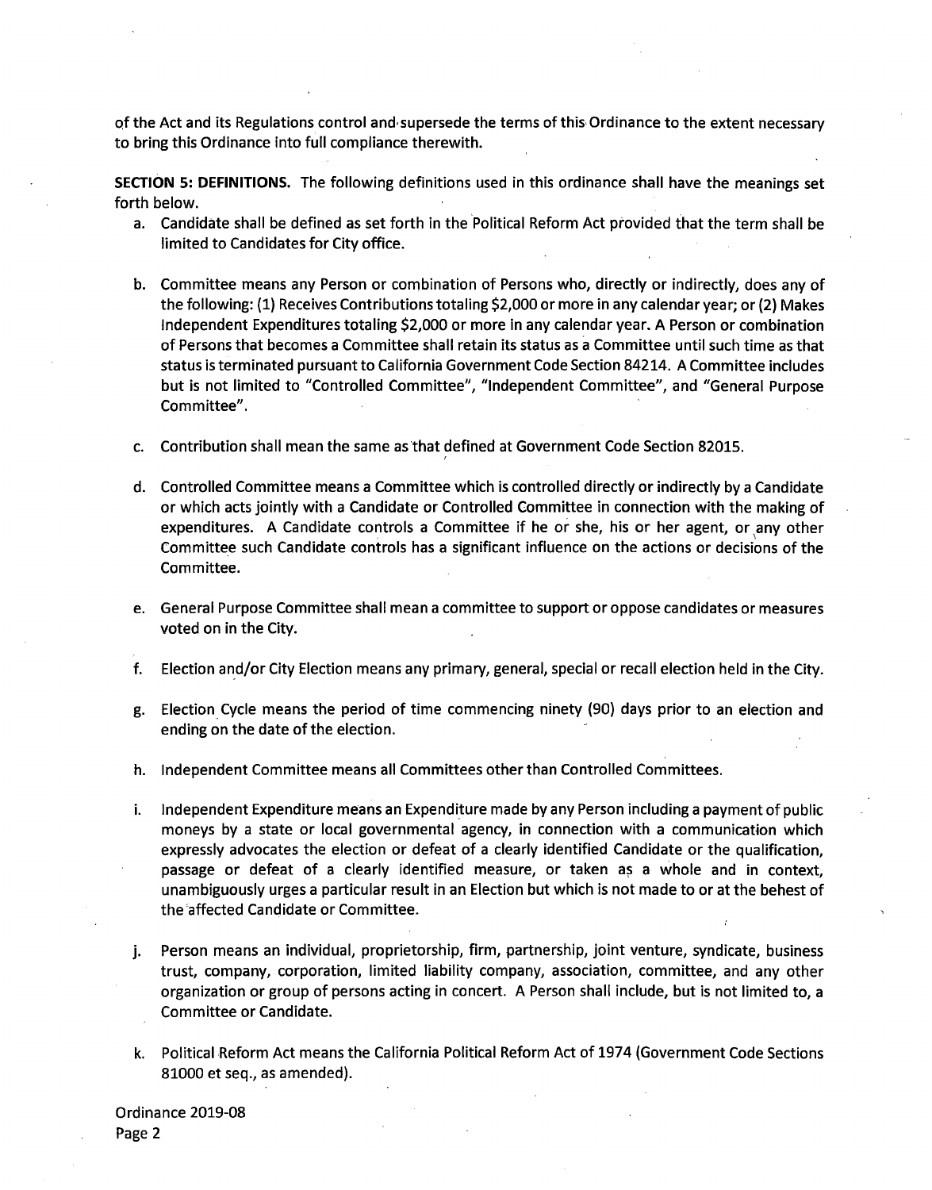of the Act and its Regulations control and supersede the terms of this Ordinance to the extent necessary to bring this Ordinance into full compliance therewith.

**SECTION 5: DEFINITIONS.** The following definitions used in this ordinance shall have the meanings set forth below.

a. Candidate shall be defined as set forth in the Political Reform Act provided that the term shall be limited to Candidates for City office.

b. Committee means any Person or combination of Persons who, directly or indirectly, does any of the following: (1) Receives Contributions totaling $2,000 or more in any calendar year; or (2) Makes Independent Expenditures totaling $2,000 or more in any calendar year. A Person or combination of Persons that becomes a Committee shall retain its status as a Committee until such time as that status is terminated pursuant to California Government Code Section 84214. A Committee includes but is not limited to "Controlled Committee", "Independent Committee", and "General Purpose Committee".

c. Contribution shall mean the same as that defined at Government Code Section 82015.

d. Controlled Committee means a Committee which is controlled directly or indirectly by a Candidate or which acts jointly with a Candidate or Controlled Committee in connection with the making of expenditures. A Candidate controls a Committee if he or she, his or her agent, or any other Committee such Candidate controls has a significant influence on the actions or decisions of the Committee.

e. General Purpose Committee shall mean a committee to support or oppose candidates or measures voted on in the City.

f. Election and/or City Election means any primary, general, special or recall election held in the City.

g. Election Cycle means the period of time commencing ninety (90) days prior to an election and ending on the date of the election.

h. Independent Committee means all Committees other than Controlled Committees.

i. Independent Expenditure means an Expenditure made by any Person including a payment of public moneys by a state or local governmental agency, in connection with a communication which expressly advocates the election or defeat of a clearly identified Candidate or the qualification, passage or defeat of a clearly identified measure, or taken as a whole and in context, unambiguously urges a particular result in an Election but which is not made to or at the behest of the affected Candidate or Committee.

j. Person means an individual, proprietorship, firm, partnership, joint venture, syndicate, business trust, company, corporation, limited liability company, association, committee, and any other organization or group of persons acting in concert. A Person shall include, but is not limited to, a Committee or Candidate.

k. Political Reform Act means the California Political Reform Act of 1974 (Government Code Sections 81000 et seq., as amended).

Ordinance 2019-08
Page 2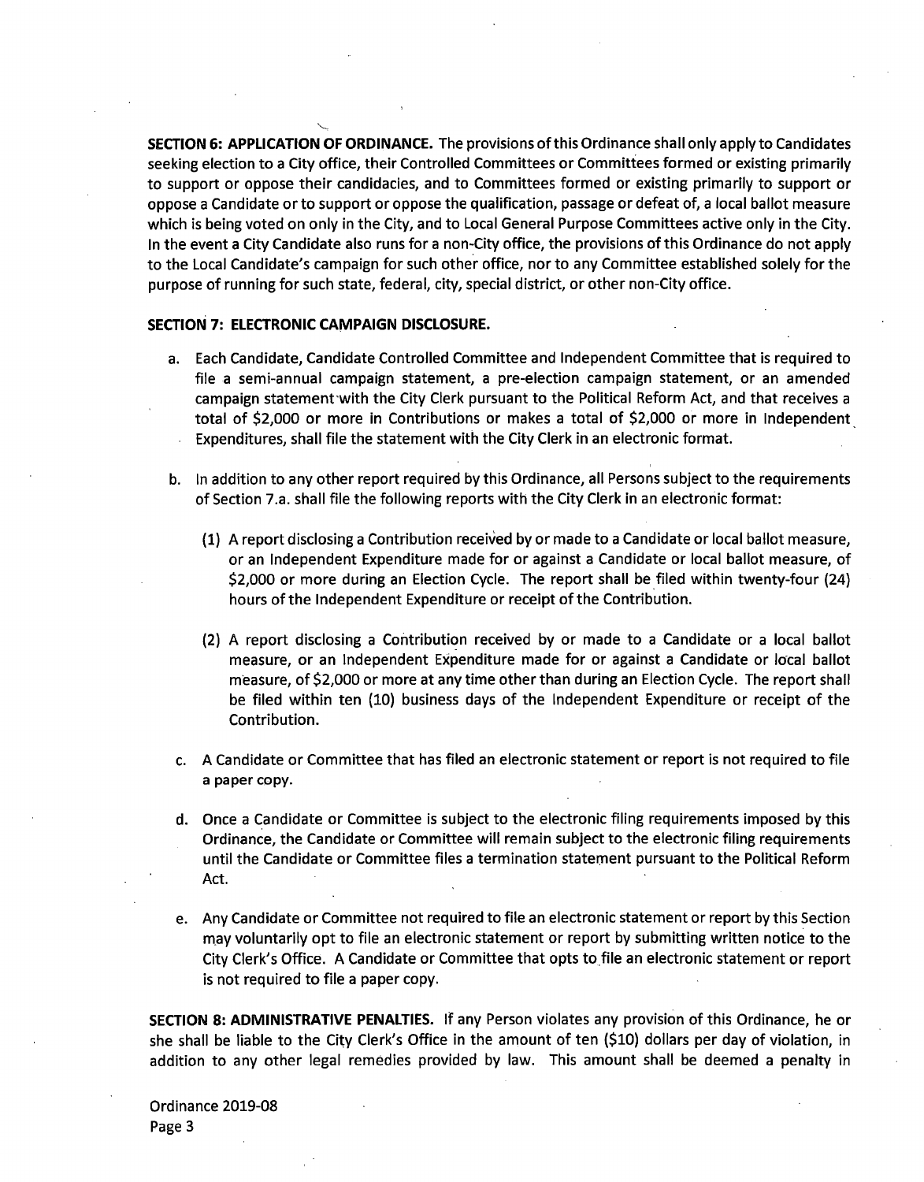**SECTION 6: APPLICATION OF ORDINANCE.** The provisions of this Ordinance shall only apply to Candidates seeking election to a City office, their Controlled Committees or Committees formed or existing primarily to support or oppose their candidacies, and to Committees formed or existing primarily to support or oppose a Candidate or to support or oppose the qualification, passage or defeat of, a local ballot measure which is being voted on only in the City, and to Local General Purpose Committees active only in the City. In the event a City Candidate also runs for a non-City office, the provisions of this Ordinance do not apply to the Local Candidate's campaign for such other office, nor to any Committee established solely for the purpose of running for such state, federal, city, special district, or other non-City office.

**SECTION 7: ELECTRONIC CAMPAIGN DISCLOSURE.**

a. Each Candidate, Candidate Controlled Committee and Independent Committee that is required to file a semi-annual campaign statement, a pre-election campaign statement, or an amended campaign statement with the City Clerk pursuant to the Political Reform Act, and that receives a total of $2,000 or more in Contributions or makes a total of $2,000 or more in Independent Expenditures, shall file the statement with the City Clerk in an electronic format.

b. In addition to any other report required by this Ordinance, all Persons subject to the requirements of Section 7.a. shall file the following reports with the City Clerk in an electronic format:

   (1) A report disclosing a Contribution received by or made to a Candidate or local ballot measure, or an Independent Expenditure made for or against a Candidate or local ballot measure, of $2,000 or more during an Election Cycle. The report shall be filed within twenty-four (24) hours of the Independent Expenditure or receipt of the Contribution.

   (2) A report disclosing a Contribution received by or made to a Candidate or a local ballot measure, or an Independent Expenditure made for or against a Candidate or local ballot measure, of $2,000 or more at any time other than during an Election Cycle. The report shall be filed within ten (10) business days of the Independent Expenditure or receipt of the Contribution.

c. A Candidate or Committee that has filed an electronic statement or report is not required to file a paper copy.

d. Once a Candidate or Committee is subject to the electronic filing requirements imposed by this Ordinance, the Candidate or Committee will remain subject to the electronic filing requirements until the Candidate or Committee files a termination statement pursuant to the Political Reform Act.

e. Any Candidate or Committee not required to file an electronic statement or report by this Section may voluntarily opt to file an electronic statement or report by submitting written notice to the City Clerk's Office. A Candidate or Committee that opts to file an electronic statement or report is not required to file a paper copy.

**SECTION 8: ADMINISTRATIVE PENALTIES.** If any Person violates any provision of this Ordinance, he or she shall be liable to the City Clerk's Office in the amount of ten ($10) dollars per day of violation, in addition to any other legal remedies provided by law. This amount shall be deemed a penalty in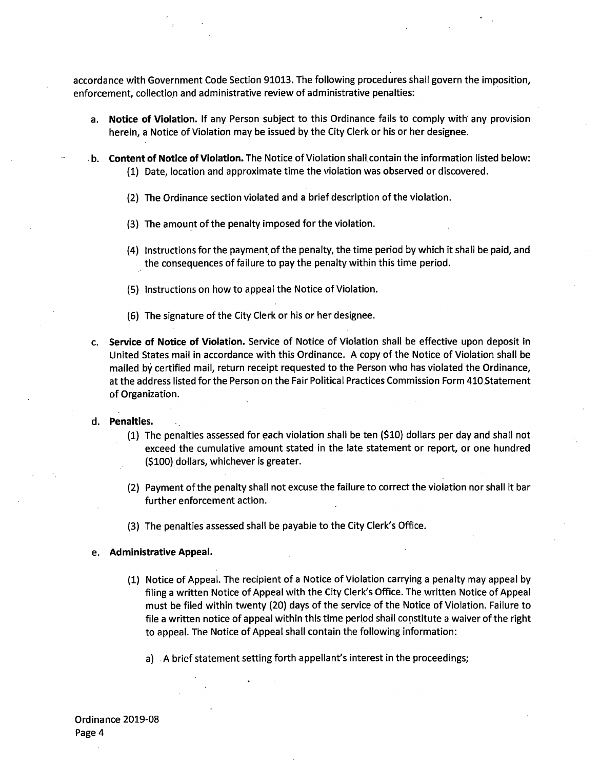accordance with Government Code Section 91013. The following procedures shall govern the imposition, enforcement, collection and administrative review of administrative penalties:

a. **Notice of Violation.** If any Person subject to this Ordinance fails to comply with any provision herein, a Notice of Violation may be issued by the City Clerk or his or her designee.

b. **Content of Notice of Violation.** The Notice of Violation shall contain the information listed below:

   (1) Date, location and approximate time the violation was observed or discovered.

   (2) The Ordinance section violated and a brief description of the violation.

   (3) The amount of the penalty imposed for the violation.

   (4) Instructions for the payment of the penalty, the time period by which it shall be paid, and the consequences of failure to pay the penalty within this time period.

   (5) Instructions on how to appeal the Notice of Violation.

   (6) The signature of the City Clerk or his or her designee.

c. **Service of Notice of Violation.** Service of Notice of Violation shall be effective upon deposit in United States mail in accordance with this Ordinance. A copy of the Notice of Violation shall be mailed by certified mail, return receipt requested to the Person who has violated the Ordinance, at the address listed for the Person on the Fair Political Practices Commission Form 410 Statement of Organization.

d. **Penalties.**

   (1) The penalties assessed for each violation shall be ten ($10) dollars per day and shall not exceed the cumulative amount stated in the late statement or report, or one hundred ($100) dollars, whichever is greater.

   (2) Payment of the penalty shall not excuse the failure to correct the violation nor shall it bar further enforcement action.

   (3) The penalties assessed shall be payable to the City Clerk's Office.

e. **Administrative Appeal.**

   (1) Notice of Appeal. The recipient of a Notice of Violation carrying a penalty may appeal by filing a written Notice of Appeal with the City Clerk's Office. The written Notice of Appeal must be filed within twenty (20) days of the service of the Notice of Violation. Failure to file a written notice of appeal within this time period shall constitute a waiver of the right to appeal. The Notice of Appeal shall contain the following information:

      a) A brief statement setting forth appellant's interest in the proceedings;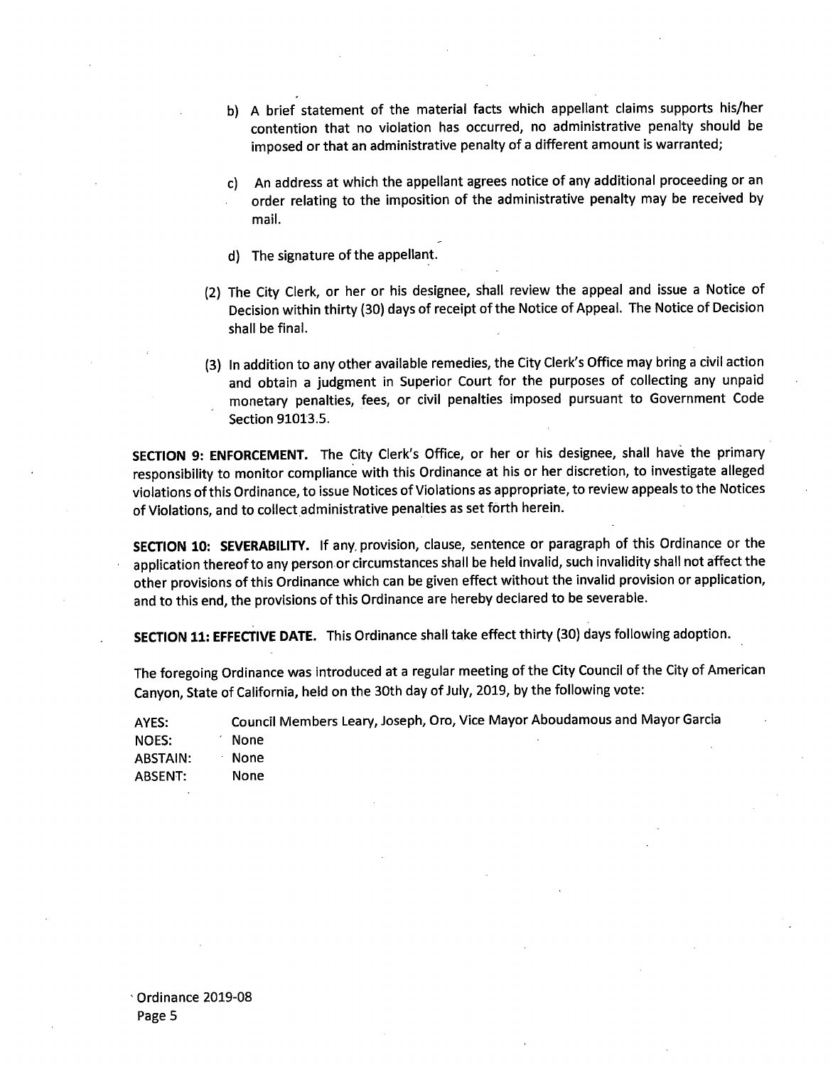b) A brief statement of the material facts which appellant claims supports his/her contention that no violation has occurred, no administrative penalty should be imposed or that an administrative penalty of a different amount is warranted;

c) An address at which the appellant agrees notice of any additional proceeding or an order relating to the imposition of the administrative penalty may be received by mail.

d) The signature of the appellant.

(2) The City Clerk, or her or his designee, shall review the appeal and issue a Notice of Decision within thirty (30) days of receipt of the Notice of Appeal. The Notice of Decision shall be final.

(3) In addition to any other available remedies, the City Clerk's Office may bring a civil action and obtain a judgment in Superior Court for the purposes of collecting any unpaid monetary penalties, fees, or civil penalties imposed pursuant to Government Code Section 91013.5.

**SECTION 9: ENFORCEMENT.** The City Clerk's Office, or her or his designee, shall have the primary responsibility to monitor compliance with this Ordinance at his or her discretion, to investigate alleged violations of this Ordinance, to issue Notices of Violations as appropriate, to review appeals to the Notices of Violations, and to collect administrative penalties as set forth herein.

**SECTION 10: SEVERABILITY.** If any provision, clause, sentence or paragraph of this Ordinance or the application thereof to any person or circumstances shall be held invalid, such invalidity shall not affect the other provisions of this Ordinance which can be given effect without the invalid provision or application, and to this end, the provisions of this Ordinance are hereby declared to be severable.

**SECTION 11: EFFECTIVE DATE.** This Ordinance shall take effect thirty (30) days following adoption.

The foregoing Ordinance was introduced at a regular meeting of the City Council of the City of American Canyon, State of California, held on the 30th day of July, 2019, by the following vote:

AYES: Council Members Leary, Joseph, Oro, Vice Mayor Aboudamous and Mayor Garcia
NOES: None
ABSTAIN: None
ABSENT: None

Ordinance 2019-08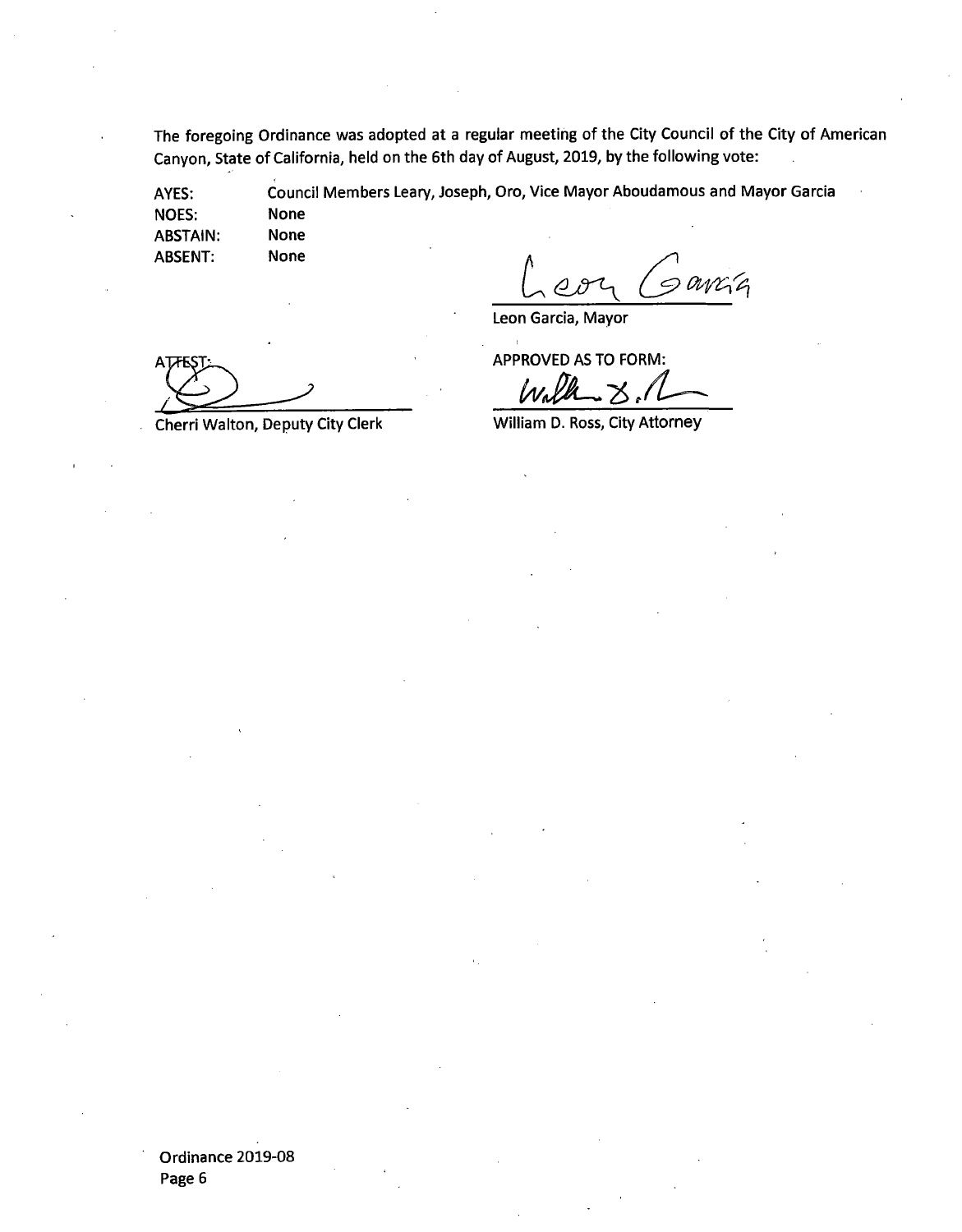The foregoing Ordinance was adopted at a regular meeting of the City Council of the City of American Canyon, State of California, held on the 6th day of August, 2019, by the following vote:

| | |
|---|---|
| AYES: | Council Members Leary, Joseph, Oro, Vice Mayor Aboudamous and Mayor Garcia |
| NOES: | None |
| ABSTAIN: | None |
| ABSENT: | None |

Leon Garcia, Mayor

ATTEST:

Cherri Walton, Deputy City Clerk

APPROVED AS TO FORM:

William D. Ross, City Attorney

Ordinance 2019-08
Page 6